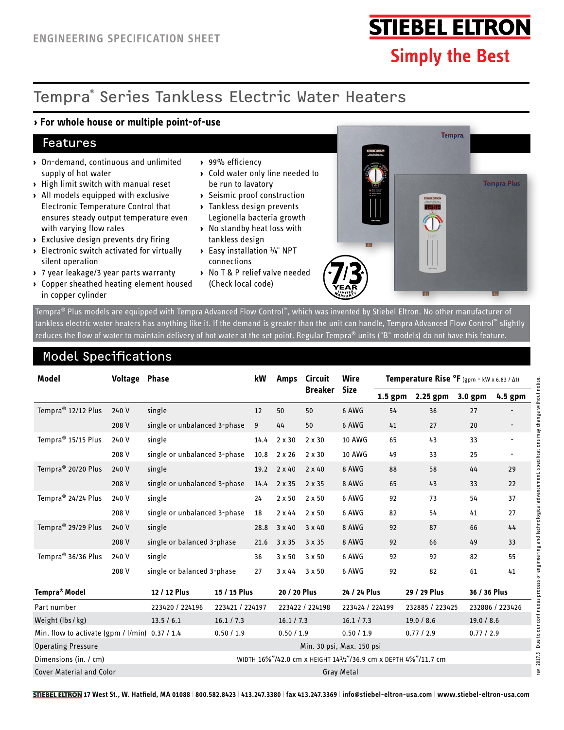ENGINEERING SPECIFICATION SHEET

STIEBEL ELTRON

Simply the Best

# Tempra® Series Tankless Electric Water Heaters

### › For whole house or multiple point-of-use

## Features

- On-demand, continuous and unlimited supply of hot water
- High limit switch with manual reset
- All models equipped with exclusive Electronic Temperature Control that ensures steady output temperature even with varying flow rates
- Exclusive design prevents dry firing
- Electronic switch activated for virtually silent operation
- 7 year leakage/3 year parts warranty
- Copper sheathed heating element housed in copper cylinder
- 99% efficiency
- Cold water only line needed to be run to lavatory
- Seismic proof construction
- Tankless design prevents Legionella bacteria growth
- No standby heat loss with tankless design
- Easy installation ¾" NPT connections
- No T & P relief valve needed (Check local code)

Tempra® Plus models are equipped with Tempra Advanced Flow Control™, which was invented by Stiebel Eltron. No other manufacturer of tankless electric water heaters has anything like it. If the demand is greater than the unit can handle, Tempra Advanced Flow Control™ slightly reduces the flow of water to maintain delivery of hot water at the set point. Regular Tempra® units ("B" models) do not have this feature.

## Model Specifications

| Model | Voltage | Phase | kW | Amps | Circuit Breaker | Wire Size | Temperature Rise °F (gpm = kW x 6.83 / Δt) | | | |
|---|---|---|---|---|---|---|---|---|---|---|
| | | | | | | | 1.5 gpm | 2.25 gpm | 3.0 gpm | 4.5 gpm |
| Tempra® 12/12 Plus | 240 V | single | 12 | 50 | 50 | 6 AWG | 54 | 36 | 27 | - |
| | 208 V | single or unbalanced 3-phase | 9 | 44 | 50 | 6 AWG | 41 | 27 | 20 | - |
| Tempra® 15/15 Plus | 240 V | single | 14.4 | 2 x 30 | 2 x 30 | 10 AWG | 65 | 43 | 33 | - |
| | 208 V | single or unbalanced 3-phase | 10.8 | 2 x 26 | 2 x 30 | 10 AWG | 49 | 33 | 25 | - |
| Tempra® 20/20 Plus | 240 V | single | 19.2 | 2 x 40 | 2 x 40 | 8 AWG | 88 | 58 | 44 | 29 |
| | 208 V | single or unbalanced 3-phase | 14.4 | 2 x 35 | 2 x 35 | 8 AWG | 65 | 43 | 33 | 22 |
| Tempra® 24/24 Plus | 240 V | single | 24 | 2 x 50 | 2 x 50 | 6 AWG | 92 | 73 | 54 | 37 |
| | 208 V | single or unbalanced 3-phase | 18 | 2 x 44 | 2 x 50 | 6 AWG | 82 | 54 | 41 | 27 |
| Tempra® 29/29 Plus | 240 V | single | 28.8 | 3 x 40 | 3 x 40 | 8 AWG | 92 | 87 | 66 | 44 |
| | 208 V | single or balanced 3-phase | 21.6 | 3 x 35 | 3 x 35 | 8 AWG | 92 | 66 | 49 | 33 |
| Tempra® 36/36 Plus | 240 V | single | 36 | 3 x 50 | 3 x 50 | 6 AWG | 92 | 92 | 82 | 55 |
| | 208 V | single or balanced 3-phase | 27 | 3 x 44 | 3 x 50 | 6 AWG | 92 | 82 | 61 | 41 |

| Tempra® Model | 12 / 12 Plus | 15 / 15 Plus | 20 / 20 Plus | 24 / 24 Plus | 29 / 29 Plus | 36 / 36 Plus |
|---|---|---|---|---|---|---|
| Part number | 223420 / 224196 | 223421 / 224197 | 223422 / 224198 | 223424 / 224199 | 232885 / 223425 | 232886 / 223426 |
| Weight (lbs / kg) | 13.5 / 6.1 | 16.1 / 7.3 | 16.1 / 7.3 | 16.1 / 7.3 | 19.0 / 8.6 | 19.0 / 8.6 |
| Min. flow to activate (gpm / l/min) | 0.37 / 1.4 | 0.50 / 1.9 | 0.50 / 1.9 | 0.50 / 1.9 | 0.77 / 2.9 | 0.77 / 2.9 |
| Operating Pressure | Min. 30 psi, Max. 150 psi | | | | | |
| Dimensions (in. / cm) | WIDTH 16⅝"/42.0 cm x HEIGHT 14½"/36.9 cm x DEPTH 4⅝"/11.7 cm | | | | | |
| Cover Material and Color | Gray Metal | | | | | |

rev. 2017.5 Due to our continuous process of engineering and technological advancement, specifications may change without notice.

STIEBEL ELTRON 17 West St., W. Hatfield, MA 01088 | 800.582.8423 | 413.247.3380 | fax 413.247.3369 | info@stiebel-eltron-usa.com | www.stiebel-eltron-usa.com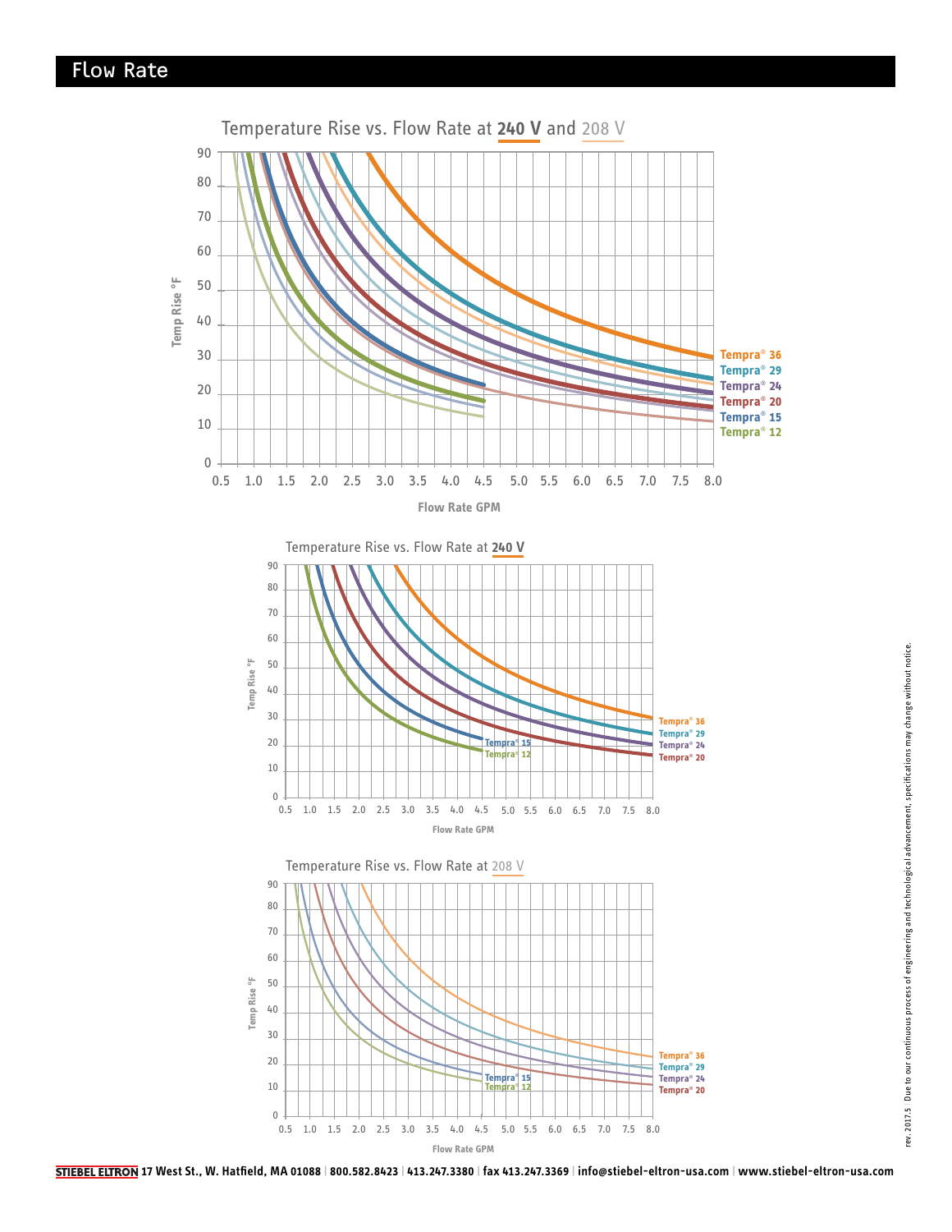# Flow Rate

Temperature Rise vs. Flow Rate at **240 V** and 208 V

Temp Rise °F

Flow Rate GPM

Tempra® 36
Tempra® 29
Tempra® 24
Tempra® 20
Tempra® 15
Tempra® 12

Temperature Rise vs. Flow Rate at **240 V**

Temp Rise °F

Flow Rate GPM

Tempra® 36
Tempra® 29
Tempra® 24
Tempra® 20
Tempra® 15
Tempra® 12

Temperature Rise vs. Flow Rate at 208 V

Temp Rise °F

Flow Rate GPM

Tempra® 36
Tempra® 29
Tempra® 24
Tempra® 20
Tempra® 15
Tempra® 12

rev. 2017.5 Due to our continuous process of engineering and technological advancement, specifications may change without notice.

**STIEBEL ELTRON 17 West St., W. Hatfield, MA 01088 | 800.582.8423 | 413.247.3380 | fax 413.247.3369 | info@stiebel-eltron-usa.com | www.stiebel-eltron-usa.com**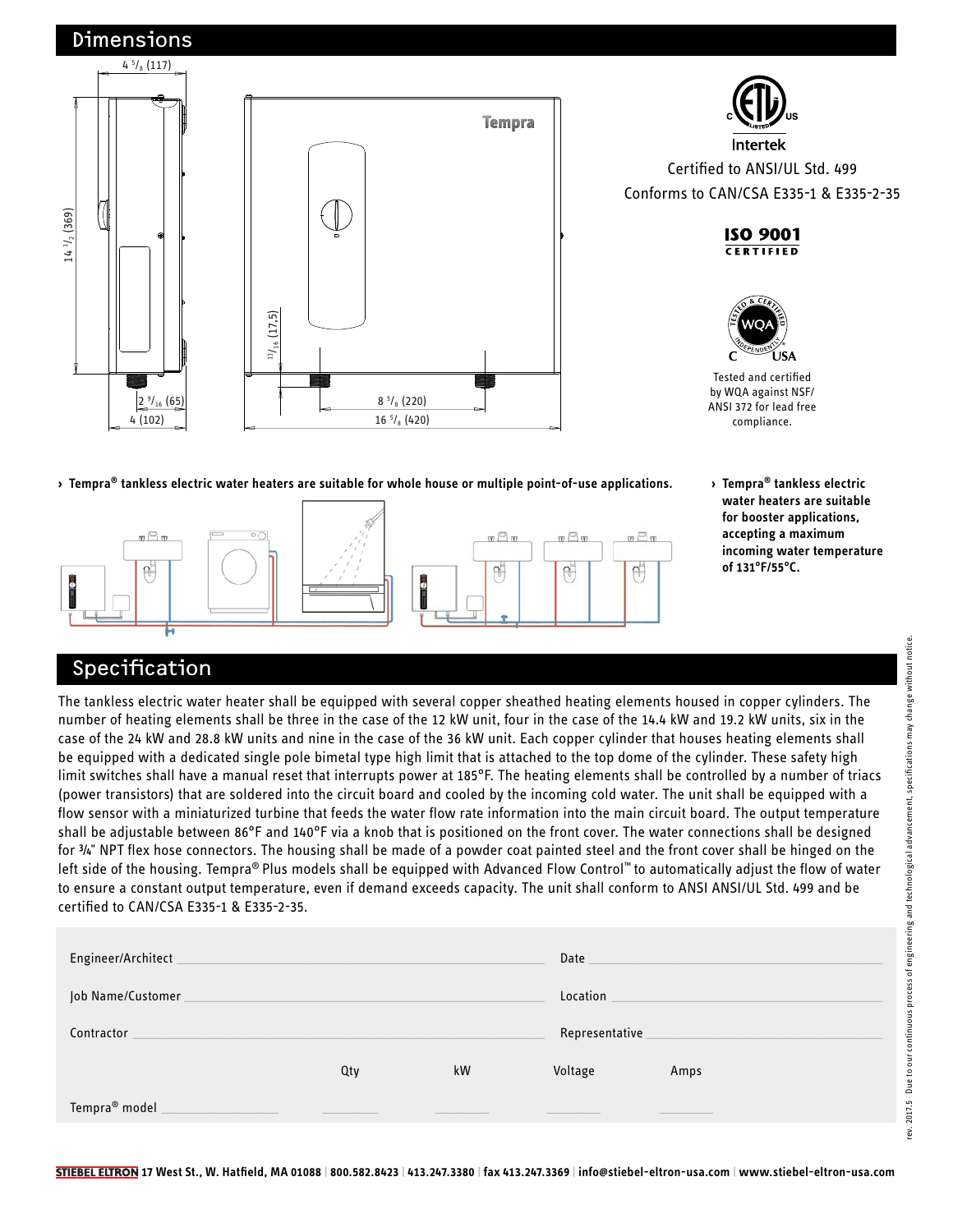## Dimensions

4 5/8 (117)

14 1/2 (369)

11/16 (17,5)

2 9/16 (65)

4 (102)

8 5/8 (220)

16 5/8 (420)

Tempra

Intertek

Certified to ANSI/UL Std. 499

Conforms to CAN/CSA E335-1 & E335-2-35

ISO 9001 CERTIFIED

Tested and certified by WQA against NSF/ANSI 372 for lead free compliance.

› **Tempra® tankless electric water heaters are suitable for whole house or multiple point-of-use applications.**

› **Tempra® tankless electric water heaters are suitable for booster applications, accepting a maximum incoming water temperature of 131°F/55°C.**

## Specification

The tankless electric water heater shall be equipped with several copper sheathed heating elements housed in copper cylinders. The number of heating elements shall be three in the case of the 12 kW unit, four in the case of the 14.4 kW and 19.2 kW units, six in the case of the 24 kW and 28.8 kW units and nine in the case of the 36 kW unit. Each copper cylinder that houses heating elements shall be equipped with a dedicated single pole bimetal type high limit that is attached to the top dome of the cylinder. These safety high limit switches shall have a manual reset that interrupts power at 185°F. The heating elements shall be controlled by a number of triacs (power transistors) that are soldered into the circuit board and cooled by the incoming cold water. The unit shall be equipped with a flow sensor with a miniaturized turbine that feeds the water flow rate information into the main circuit board. The output temperature shall be adjustable between 86°F and 140°F via a knob that is positioned on the front cover. The water connections shall be designed for ¾" NPT flex hose connectors. The housing shall be made of a powder coat painted steel and the front cover shall be hinged on the left side of the housing. Tempra® Plus models shall be equipped with Advanced Flow Control™ to automatically adjust the flow of water to ensure a constant output temperature, even if demand exceeds capacity. The unit shall conform to ANSI ANSI/UL Std. 499 and be certified to CAN/CSA E335-1 & E335-2-35.

Engineer/Architect ____________________ Date ____________________

Job Name/Customer ____________________ Location ____________________

Contractor ____________________ Representative ____________________

| | Qty | kW | Voltage | Amps |
|---|---|---|---|---|
| Tempra® model ________ | ________ | ________ | ________ | ________ |

rev. 2017.5 Due to our continuous process of engineering and technological advancement, specifications may change without notice.

STIEBEL ELTRON 17 West St., W. Hatfield, MA 01088 | 800.582.8423 | 413.247.3380 | fax 413.247.3369 | info@stiebel-eltron-usa.com | www.stiebel-eltron-usa.com